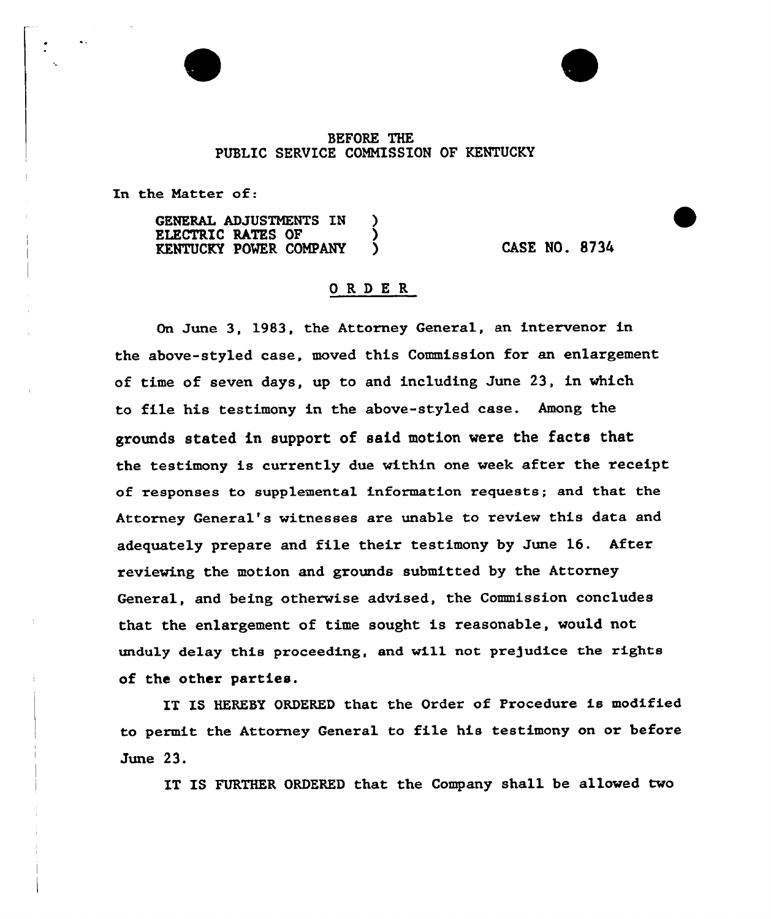BEFORE THE
PUBLIC SERVICE COMMISSION OF KENTUCKY

In the Matter of:

GENERAL ADJUSTMENTS IN ELECTRIC RATES OF KENTUCKY POWER COMPANY ) CASE NO. 8734

## ORDER

On June 3, 1983, the Attorney General, an intervenor in the above-styled case, moved this Commission for an enlargement of time of seven days, up to and including June 23, in which to file his testimony in the above-styled case. Among the grounds stated in support of said motion were the facts that the testimony is currently due within one week after the receipt of responses to supplemental information requests; and that the Attorney General's witnesses are unable to review this data and adequately prepare and file their testimony by June 16. After reviewing the motion and grounds submitted by the Attorney General, and being otherwise advised, the Commission concludes that the enlargement of time sought is reasonable, would not unduly delay this proceeding, and will not prejudice the rights of the other parties.

IT IS HEREBY ORDERED that the Order of Procedure is modified to permit the Attorney General to file his testimony on or before June 23.

IT IS FURTHER ORDERED that the Company shall be allowed two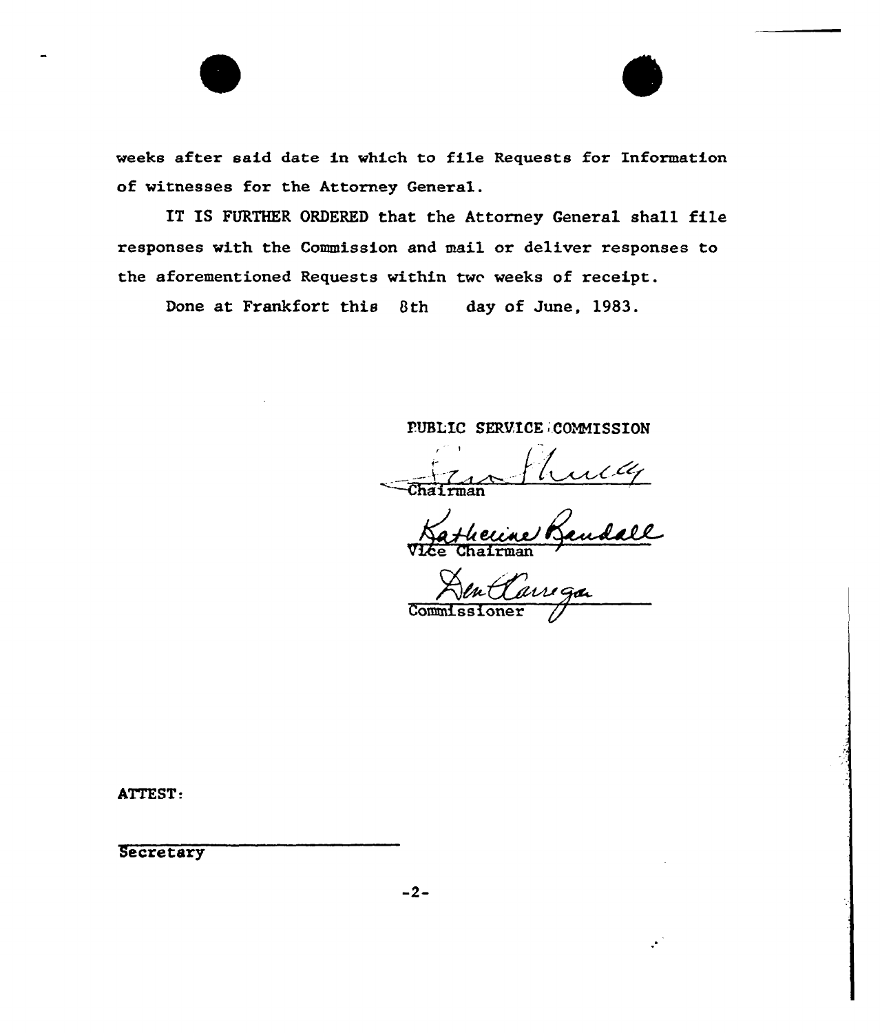weeks after said date in which to file Requests for Information of witnesses for the Attorney General.

IT IS FURTHER ORDERED that the Attorney General shall file responses with the Commission and mail or deliver responses to the aforementioned Requests within two weeks of receipt.

Done at Frankfort this 8th day of June, 1983.

PUBLIC SERVICE COMMISSION

Chairman

Vice Chairman

Commissioner

ATTEST:

Secretary